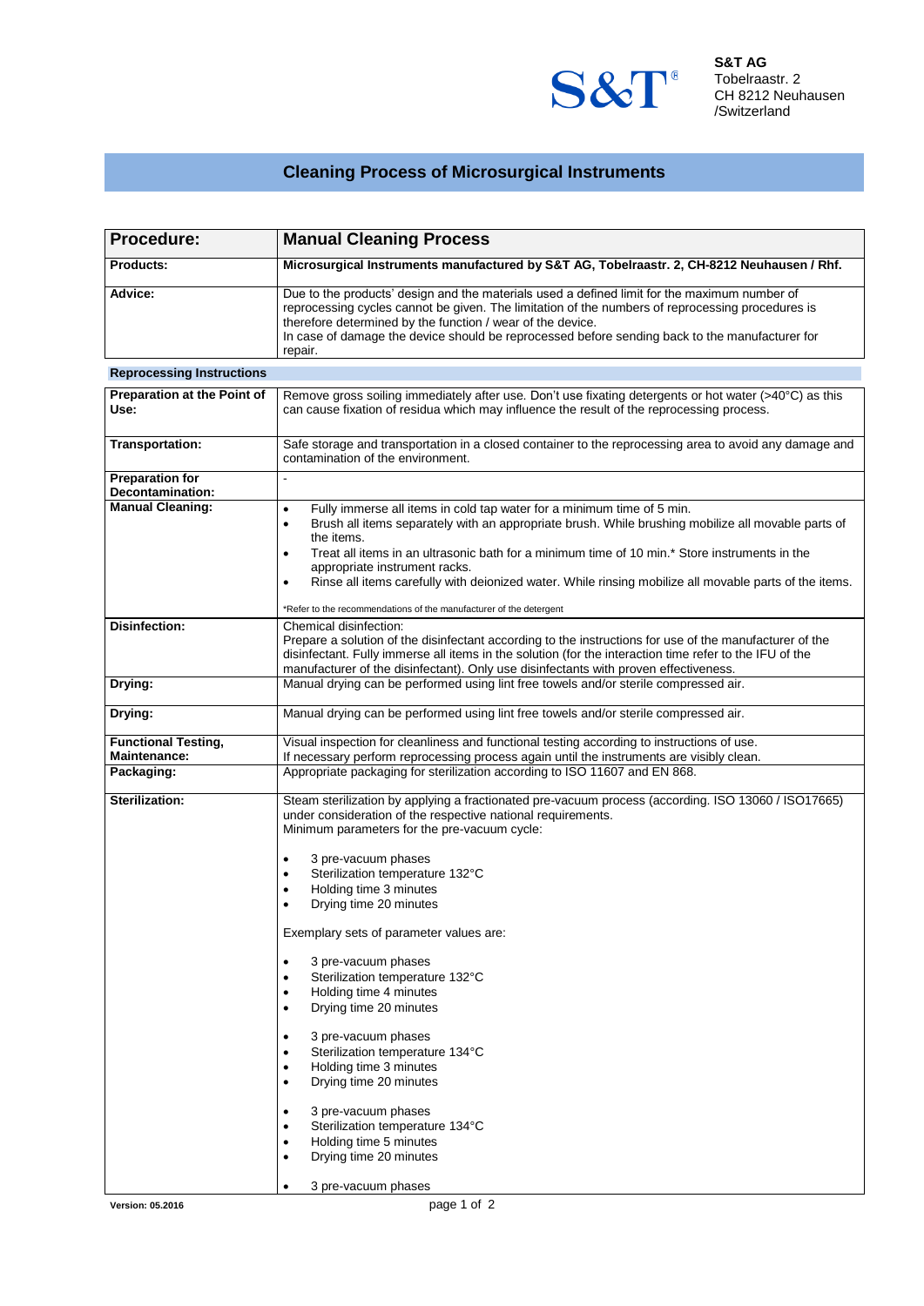**S&T AG**
Tobelraastr. 2
CH 8212 Neuhausen
/Switzerland

# Cleaning Process of Microsurgical Instruments

| **Procedure:** | **Manual Cleaning Process** |
|---|---|
| **Products:** | **Microsurgical Instruments manufactured by S&T AG, Tobelraastr. 2, CH-8212 Neuhausen / Rhf.** |
| **Advice:** | Due to the products' design and the materials used a defined limit for the maximum number of reprocessing cycles cannot be given. The limitation of the numbers of reprocessing procedures is therefore determined by the function / wear of the device.<br>In case of damage the device should be reprocessed before sending back to the manufacturer for repair. |

**Reprocessing Instructions**

| | |
|---|---|
| **Preparation at the Point of Use:** | Remove gross soiling immediately after use. Don't use fixating detergents or hot water (>40°C) as this can cause fixation of residua which may influence the result of the reprocessing process. |
| **Transportation:** | Safe storage and transportation in a closed container to the reprocessing area to avoid any damage and contamination of the environment. |
| **Preparation for Decontamination:** | - |
| **Manual Cleaning:** | • Fully immerse all items in cold tap water for a minimum time of 5 min.<br>• Brush all items separately with an appropriate brush. While brushing mobilize all movable parts of the items.<br>• Treat all items in an ultrasonic bath for a minimum time of 10 min.* Store instruments in the appropriate instrument racks.<br>• Rinse all items carefully with deionized water. While rinsing mobilize all movable parts of the items.<br><br>*Refer to the recommendations of the manufacturer of the detergent |
| **Disinfection:** | Chemical disinfection:<br>Prepare a solution of the disinfectant according to the instructions for use of the manufacturer of the disinfectant. Fully immerse all items in the solution (for the interaction time refer to the IFU of the manufacturer of the disinfectant). Only use disinfectants with proven effectiveness. |
| **Drying:** | Manual drying can be performed using lint free towels and/or sterile compressed air. |
| **Drying:** | Manual drying can be performed using lint free towels and/or sterile compressed air. |
| **Functional Testing, Maintenance:** | Visual inspection for cleanliness and functional testing according to instructions of use.<br>If necessary perform reprocessing process again until the instruments are visibly clean. |
| **Packaging:** | Appropriate packaging for sterilization according to ISO 11607 and EN 868. |
| **Sterilization:** | Steam sterilization by applying a fractionated pre-vacuum process (according. ISO 13060 / ISO17665) under consideration of the respective national requirements.<br>Minimum parameters for the pre-vacuum cycle:<br><br>• 3 pre-vacuum phases<br>• Sterilization temperature 132°C<br>• Holding time 3 minutes<br>• Drying time 20 minutes<br><br>Exemplary sets of parameter values are:<br><br>• 3 pre-vacuum phases<br>• Sterilization temperature 132°C<br>• Holding time 4 minutes<br>• Drying time 20 minutes<br><br>• 3 pre-vacuum phases<br>• Sterilization temperature 134°C<br>• Holding time 3 minutes<br>• Drying time 20 minutes<br><br>• 3 pre-vacuum phases<br>• Sterilization temperature 134°C<br>• Holding time 5 minutes<br>• Drying time 20 minutes<br><br>• 3 pre-vacuum phases |

Version: 05.2016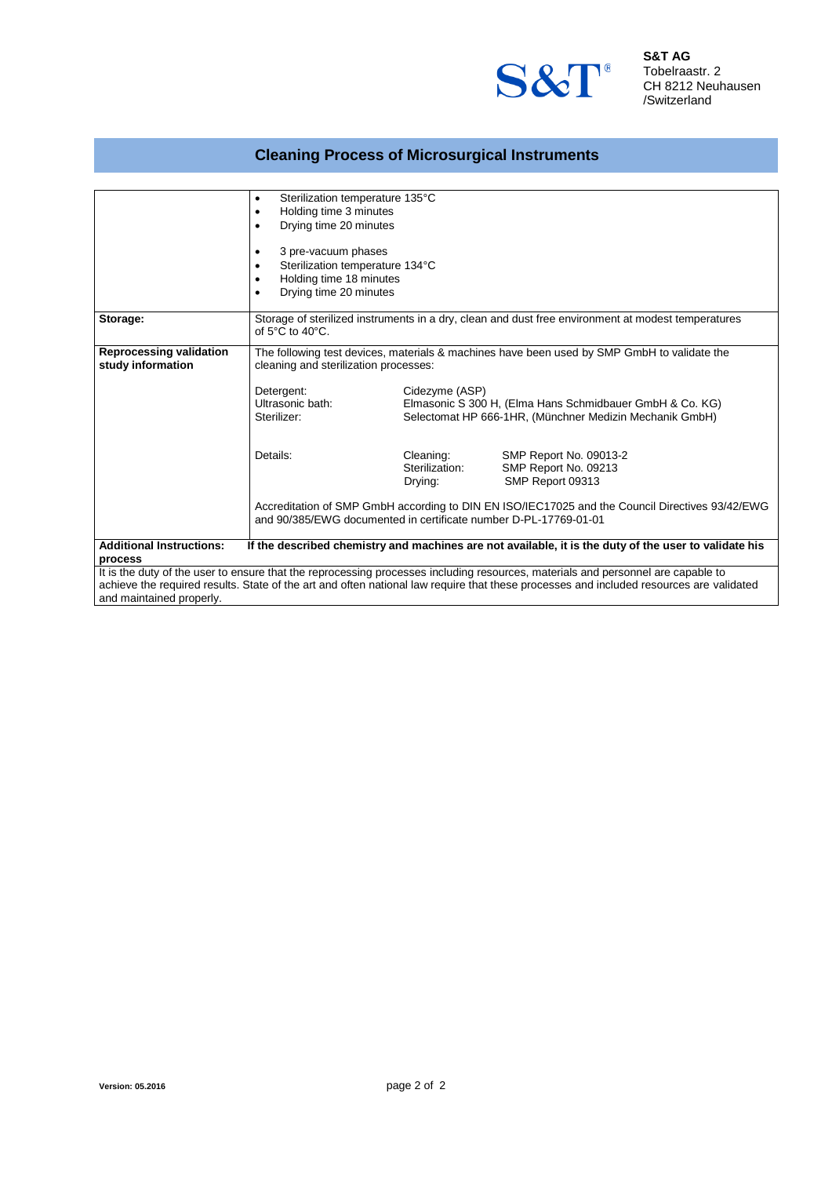# Cleaning Process of Microsurgical Instruments

| | |
|---|---|
| | • Sterilization temperature 135°C<br>• Holding time 3 minutes<br>• Drying time 20 minutes<br><br>• 3 pre-vacuum phases<br>• Sterilization temperature 134°C<br>• Holding time 18 minutes<br>• Drying time 20 minutes |
| **Storage:** | Storage of sterilized instruments in a dry, clean and dust free environment at modest temperatures of 5°C to 40°C. |
| **Reprocessing validation study information** | The following test devices, materials & machines have been used by SMP GmbH to validate the cleaning and sterilization processes:<br><br>Detergent: Cidezyme (ASP)<br>Ultrasonic bath: Elmasonic S 300 H, (Elma Hans Schmidbauer GmbH & Co. KG)<br>Sterilizer: Selectomat HP 666-1HR, (Münchner Medizin Mechanik GmbH)<br><br>Details: Cleaning: SMP Report No. 09013-2<br>Sterilization: SMP Report No. 09213<br>Drying: SMP Report 09313<br><br>Accreditation of SMP GmbH according to DIN EN ISO/IEC17025 and the Council Directives 93/42/EWG and 90/385/EWG documented in certificate number D-PL-17769-01-01 |
| **Additional Instructions:** | **If the described chemistry and machines are not available, it is the duty of the user to validate his process** |

It is the duty of the user to ensure that the reprocessing processes including resources, materials and personnel are capable to achieve the required results. State of the art and often national law require that these processes and included resources are validated and maintained properly.